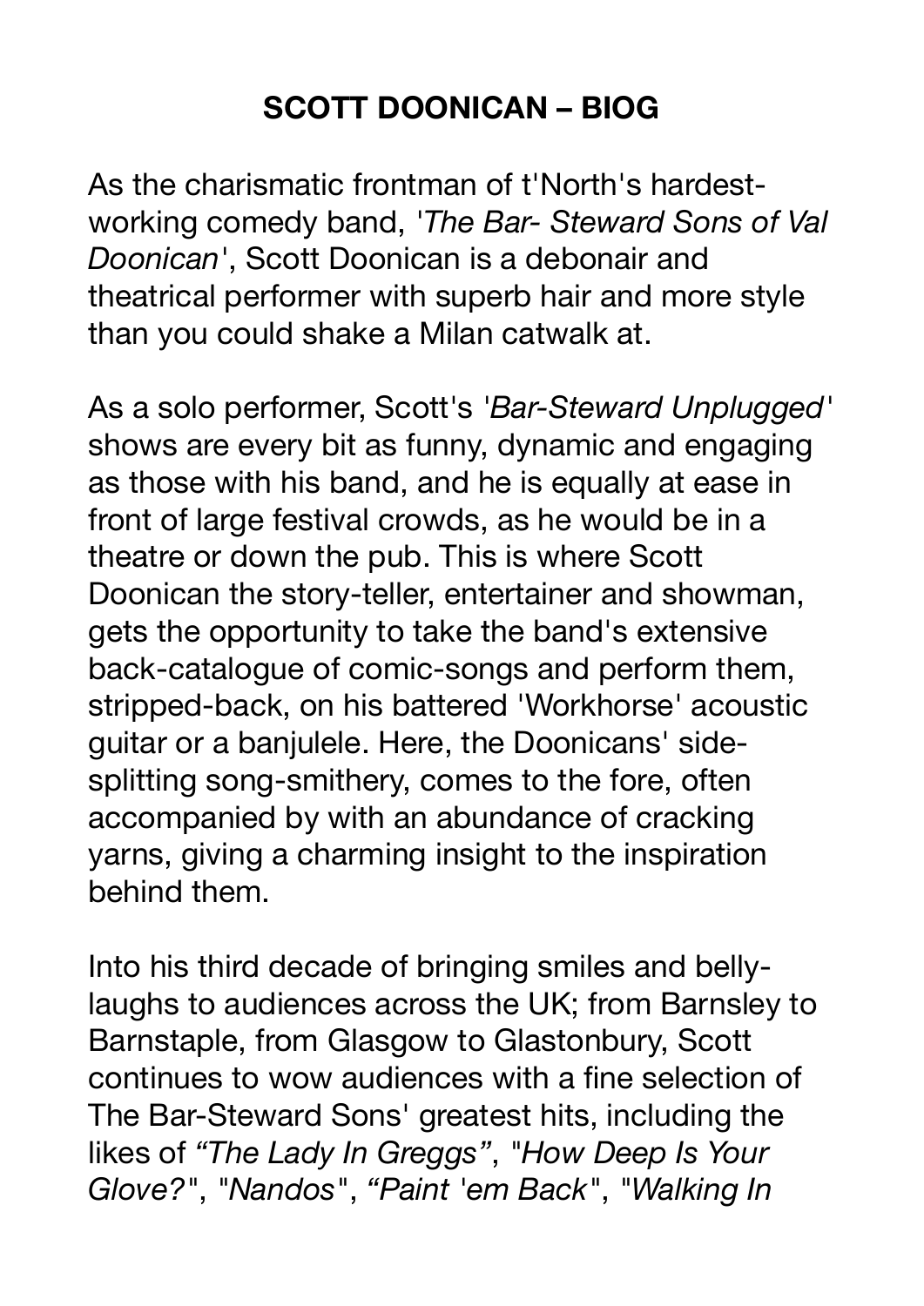# SCOTT DOONICAN – BIOG

As the charismatic frontman of t'North's hardest-working comedy band, *'The Bar- Steward Sons of Val Doonican'*, Scott Doonican is a debonair and theatrical performer with superb hair and more style than you could shake a Milan catwalk at.

As a solo performer, Scott's *'Bar-Steward Unplugged'* shows are every bit as funny, dynamic and engaging as those with his band, and he is equally at ease in front of large festival crowds, as he would be in a theatre or down the pub. This is where Scott Doonican the story-teller, entertainer and showman, gets the opportunity to take the band's extensive back-catalogue of comic-songs and perform them, stripped-back, on his battered 'Workhorse' acoustic guitar or a banjulele. Here, the Doonicans' side-splitting song-smithery, comes to the fore, often accompanied by with an abundance of cracking yarns, giving a charming insight to the inspiration behind them.

Into his third decade of bringing smiles and belly-laughs to audiences across the UK; from Barnsley to Barnstaple, from Glasgow to Glastonbury, Scott continues to wow audiences with a fine selection of The Bar-Steward Sons' greatest hits, including the likes of *"The Lady In Greggs"*, "*How Deep Is Your Glove?*", "*Nandos*", *"Paint 'em Back*", "*Walking In*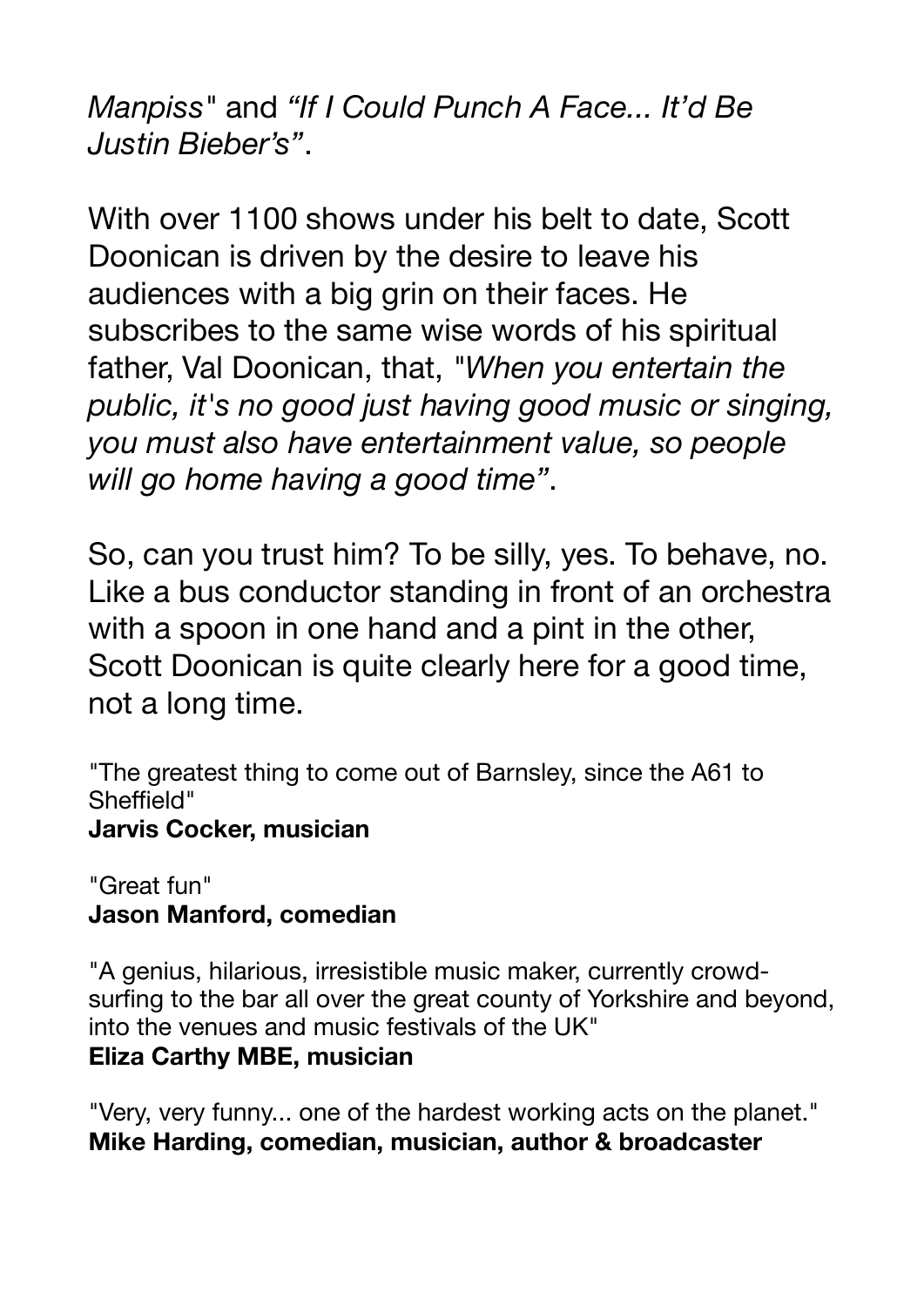*Manpiss"* and *"If I Could Punch A Face... It'd Be Justin Bieber's"*.

With over 1100 shows under his belt to date, Scott Doonican is driven by the desire to leave his audiences with a big grin on their faces. He subscribes to the same wise words of his spiritual father, Val Doonican, that, *"When you entertain the public, it's no good just having good music or singing, you must also have entertainment value, so people will go home having a good time"*.

So, can you trust him? To be silly, yes. To behave, no. Like a bus conductor standing in front of an orchestra with a spoon in one hand and a pint in the other, Scott Doonican is quite clearly here for a good time, not a long time.

"The greatest thing to come out of Barnsley, since the A61 to Sheffield"
**Jarvis Cocker, musician**

"Great fun"
**Jason Manford, comedian**

"A genius, hilarious, irresistible music maker, currently crowd-surfing to the bar all over the great county of Yorkshire and beyond, into the venues and music festivals of the UK"
**Eliza Carthy MBE, musician**

"Very, very funny... one of the hardest working acts on the planet."
**Mike Harding, comedian, musician, author & broadcaster**